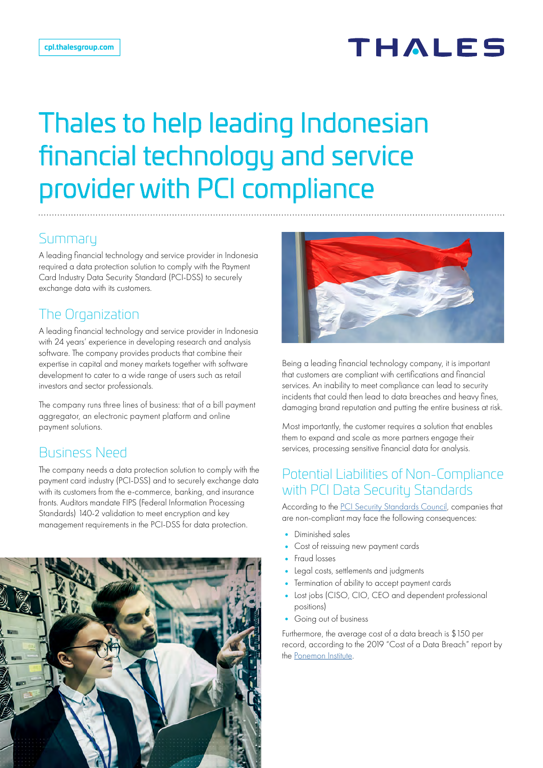# Thales to help leading Indonesian financial technology and service provider with PCI compliance

## Summary

A leading financial technology and service provider in Indonesia required a data protection solution to comply with the Payment Card Industry Data Security Standard (PCI-DSS) to securely exchange data with its customers.

## The Organization

A leading financial technology and service provider in Indonesia with 24 years' experience in developing research and analysis software. The company provides products that combine their expertise in capital and money markets together with software development to cater to a wide range of users such as retail investors and sector professionals.

The company runs three lines of business: that of a bill payment aggregator, an electronic payment platform and online payment solutions.

## Business Need

The company needs a data protection solution to comply with the payment card industry (PCI-DSS) and to securely exchange data with its customers from the e-commerce, banking, and insurance fronts. Auditors mandate FIPS (Federal Information Processing Standards) 140-2 validation to meet encryption and key management requirements in the PCI-DSS for data protection.

Being a leading financial technology company, it is important that customers are compliant with certifications and financial services. An inability to meet compliance can lead to security incidents that could then lead to data breaches and heavy fines, damaging brand reputation and putting the entire business at risk.

Most importantly, the customer requires a solution that enables them to expand and scale as more partners engage their services, processing sensitive financial data for analysis.

## Potential Liabilities of Non-Compliance with PCI Data Security Standards

According to the PCI Security Standards Council, companies that are non-compliant may face the following consequences:

- Diminished sales
- Cost of reissuing new payment cards
- Fraud losses
- Legal costs, settlements and judgments
- Termination of ability to accept payment cards
- Lost jobs (CISO, CIO, CEO and dependent professional positions)
- Going out of business

Furthermore, the average cost of a data breach is $150 per record, according to the 2019 "Cost of a Data Breach" report by the Ponemon Institute.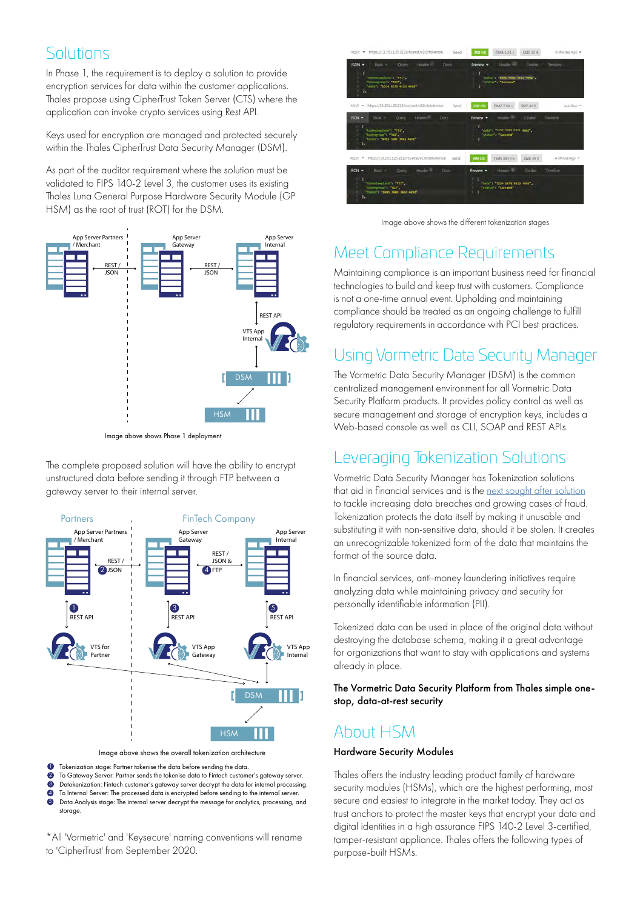## Solutions

In Phase 1, the requirement is to deploy a solution to provide encryption services for data within the customer applications. Thales propose using CipherTrust Token Server (CTS) where the application can invoke crypto services using Rest API.

Keys used for encryption are managed and protected securely within the Thales CipherTrust Data Security Manager (DSM).

As part of the auditor requirement where the solution must be validated to FIPS 140-2 Level 3, the customer uses its existing Thales Luna General Purpose Hardware Security Module (GP HSM) as the root of trust (ROT) for the DSM.

App Server Partners / Merchant
REST / JSON
App Server Gateway
REST / JSON
App Server Internal
REST API
VTS App Internal
DSM
HSM

Image above shows Phase 1 deployment

The complete proposed solution will have the ability to encrypt unstructured data before sending it through FTP between a gateway server to their internal server.

Partners
FinTech Company
App Server Partners / Merchant
REST / 2 JSON
App Server Gateway
REST / JSON & 4 FTP
App Server Internal
1 REST API
3 REST API
5 REST API
VTS for Partner
VTS App Gateway
VTS App Internal
DSM
HSM

Image above shows the overall tokenization architecture

1. Tokenization stage: Partner tokenise the data before sending the data.
2. To Gateway Server: Partner sends the tokenise data to Fintech customer's gateway server.
3. Detokenization: Fintech customer's gateway server decrypt the data for internal processing.
4. To Internal Server: The processed data is encrypted before sending to the internal server.
5. Data Analysis stage: The internal server decrypt the message for analytics, processing, and storage.

*All 'Vormetric' and 'Keysecure' naming conventions will rename to 'CipherTrust' from September 2020.

Image above shows the different tokenization stages

## Meet Compliance Requirements

Maintaining compliance is an important business need for financial technologies to build and keep trust with customers. Compliance is not a one-time annual event. Upholding and maintaining compliance should be treated as an ongoing challenge to fulfill regulatory requirements in accordance with PCI best practices.

## Using Vormetric Data Security Manager

The Vormetric Data Security Manager (DSM) is the common centralized management environment for all Vormetric Data Security Platform products. It provides policy control as well as secure management and storage of encryption keys, includes a Web-based console as well as CLI, SOAP and REST APIs.

## Leveraging Tokenization Solutions

Vormetric Data Security Manager has Tokenization solutions that aid in financial services and is the next sought after solution to tackle increasing data breaches and growing cases of fraud. Tokenization protects the data itself by making it unusable and substituting it with non-sensitive data, should it be stolen. It creates an unrecognizable tokenized form of the data that maintains the format of the source data.

In financial services, anti-money laundering initiatives require analyzing data while maintaining privacy and security for personally identifiable information (PII).

Tokenized data can be used in place of the original data without destroying the database schema, making it a great advantage for organizations that want to stay with applications and systems already in place.

**The Vormetric Data Security Platform from Thales simple one-stop, data-at-rest security**

## About HSM

### Hardware Security Modules

Thales offers the industry leading product family of hardware security modules (HSMs), which are the highest performing, most secure and easiest to integrate in the market today. They act as trust anchors to protect the master keys that encrypt your data and digital identities in a high assurance FIPS 140-2 Level 3-certified, tamper-resistant appliance. Thales offers the following types of purpose-built HSMs.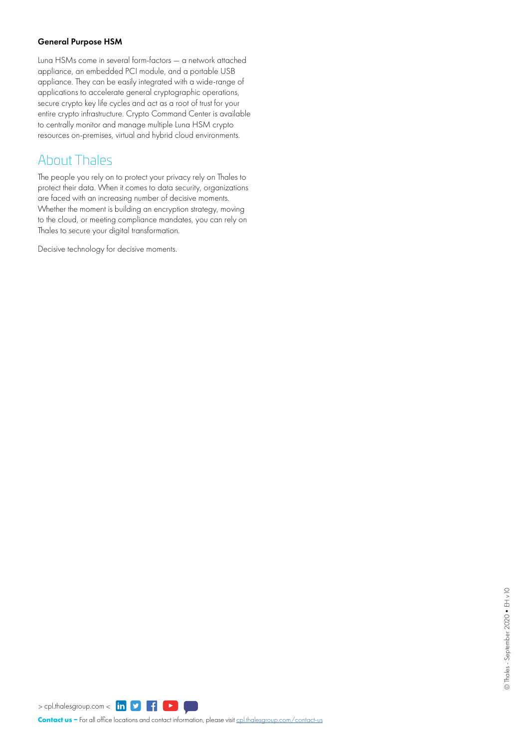### General Purpose HSM

Luna HSMs come in several form-factors — a network attached appliance, an embedded PCI module, and a portable USB appliance. They can be easily integrated with a wide-range of applications to accelerate general cryptographic operations, secure crypto key life cycles and act as a root of trust for your entire crypto infrastructure. Crypto Command Center is available to centrally monitor and manage multiple Luna HSM crypto resources on-premises, virtual and hybrid cloud environments.

## About Thales

The people you rely on to protect your privacy rely on Thales to protect their data. When it comes to data security, organizations are faced with an increasing number of decisive moments. Whether the moment is building an encryption strategy, moving to the cloud, or meeting compliance mandates, you can rely on Thales to secure your digital transformation.

Decisive technology for decisive moments.

© Thales - September 2020 • EH v10

> cpl.thalesgroup.com <

**Contact us** – For all office locations and contact information, please visit cpl.thalesgroup.com/contact-us